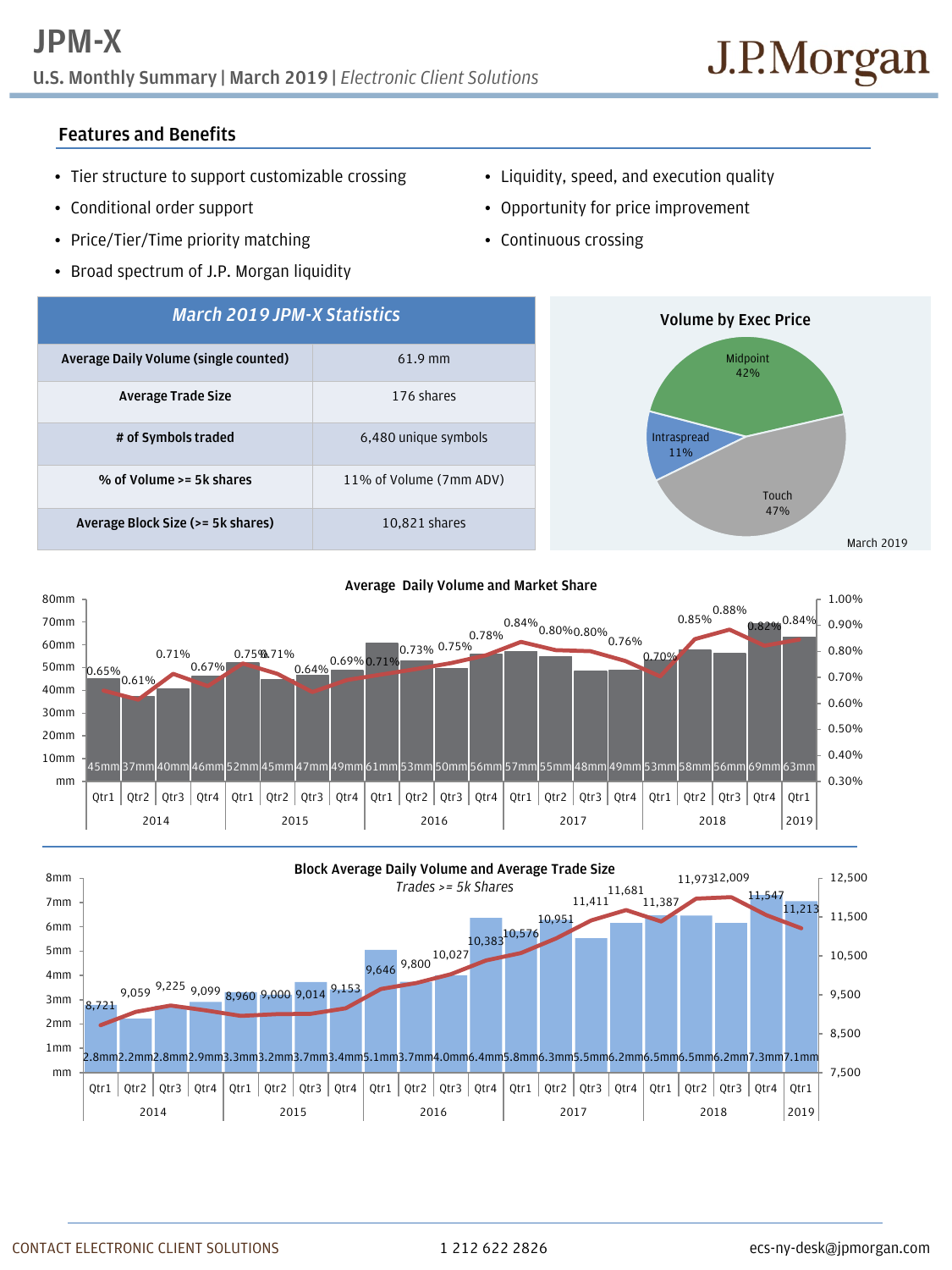# JPM-X

**U.S. Monthly Summary | March 2019 |** *Electronic Client Solutions*

J.P.Morgan

## Features and Benefits

- Tier structure to support customizable crossing
- Conditional order support
- Price/Tier/Time priority matching
- Broad spectrum of J.P. Morgan liquidity
- Liquidity, speed, and execution quality
- Opportunity for price improvement
- Continuous crossing

| *March 2019 JPM-X Statistics* | |
|---|---|
| **Average Daily Volume (single counted)** | 61.9 mm |
| **Average Trade Size** | 176 shares |
| **# of Symbols traded** | 6,480 unique symbols |
| **% of Volume >= 5k shares** | 11% of Volume (7mm ADV) |
| **Average Block Size (>= 5k shares)** | 10,821 shares |

**Volume by Exec Price**

Midpoint 42%
Intraspread 11%
Touch 47%

March 2019

**Average Daily Volume and Market Share**

| Year | Quarter | Average Daily Volume | Market Share |
|---|---|---|---|
| 2014 | Qtr1 | 45mm | 0.65% |
| 2014 | Qtr2 | 37mm | 0.61% |
| 2014 | Qtr3 | 40mm | 0.71% |
| 2014 | Qtr4 | 46mm | 0.67% |
| 2015 | Qtr1 | 52mm | 0.75% |
| 2015 | Qtr2 | 45mm | 0.71% |
| 2015 | Qtr3 | 47mm | 0.64% |
| 2015 | Qtr4 | 49mm | 0.69% |
| 2016 | Qtr1 | 61mm | 0.71% |
| 2016 | Qtr2 | 53mm | 0.73% |
| 2016 | Qtr3 | 50mm | 0.75% |
| 2016 | Qtr4 | 56mm | 0.78% |
| 2017 | Qtr1 | 57mm | 0.84% |
| 2017 | Qtr2 | 55mm | 0.80% |
| 2017 | Qtr3 | 48mm | 0.80% |
| 2017 | Qtr4 | 49mm | 0.76% |
| 2018 | Qtr1 | 53mm | 0.70% |
| 2018 | Qtr2 | 58mm | 0.85% |
| 2018 | Qtr3 | 56mm | 0.88% |
| 2018 | Qtr4 | 69mm | 0.82% |
| 2019 | Qtr1 | 63mm | 0.84% |

**Block Average Daily Volume and Average Trade Size**

*Trades >= 5k Shares*

| Year | Quarter | Block Average Daily Volume | Average Trade Size |
|---|---|---|---|
| 2014 | Qtr1 | 2.8mm | 8,721 |
| 2014 | Qtr2 | 2.2mm | 9,059 |
| 2014 | Qtr3 | 2.8mm | 9,225 |
| 2014 | Qtr4 | 2.9mm | 9,099 |
| 2015 | Qtr1 | 3.3mm | 8,960 |
| 2015 | Qtr2 | 3.2mm | 9,000 |
| 2015 | Qtr3 | 3.7mm | 9,014 |
| 2015 | Qtr4 | 3.4mm | 9,153 |
| 2016 | Qtr1 | 5.1mm | 9,646 |
| 2016 | Qtr2 | 3.7mm | 9,800 |
| 2016 | Qtr3 | 4.0mm | 10,027 |
| 2016 | Qtr4 | 6.4mm | 10,383 |
| 2017 | Qtr1 | 5.8mm | 10,576 |
| 2017 | Qtr2 | 6.3mm | 10,951 |
| 2017 | Qtr3 | 5.5mm | 11,411 |
| 2017 | Qtr4 | 6.2mm | 11,681 |
| 2018 | Qtr1 | 6.5mm | 11,387 |
| 2018 | Qtr2 | 6.5mm | 11,973 |
| 2018 | Qtr3 | 6.2mm | 12,009 |
| 2018 | Qtr4 | 7.3mm | 11,547 |
| 2019 | Qtr1 | 7.1mm | 11,213 |

CONTACT ELECTRONIC CLIENT SOLUTIONS 1 212 622 2826 ecs-ny-desk@jpmorgan.com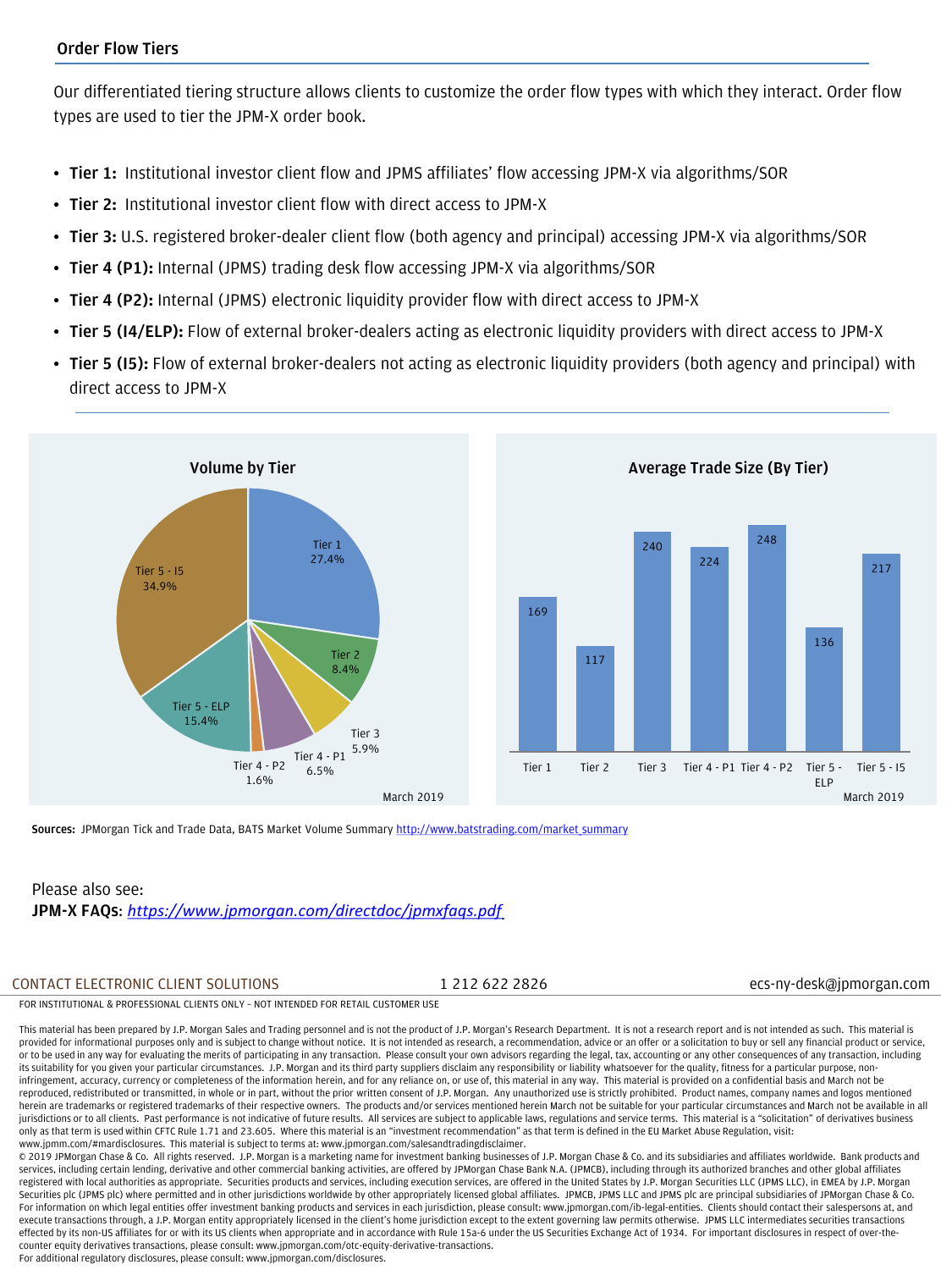## Order Flow Tiers

Our differentiated tiering structure allows clients to customize the order flow types with which they interact. Order flow types are used to tier the JPM-X order book.

- **Tier 1:** Institutional investor client flow and JPMS affiliates' flow accessing JPM-X via algorithms/SOR
- **Tier 2:** Institutional investor client flow with direct access to JPM-X
- **Tier 3:** U.S. registered broker-dealer client flow (both agency and principal) accessing JPM-X via algorithms/SOR
- **Tier 4 (P1):** Internal (JPMS) trading desk flow accessing JPM-X via algorithms/SOR
- **Tier 4 (P2):** Internal (JPMS) electronic liquidity provider flow with direct access to JPM-X
- **Tier 5 (I4/ELP):** Flow of external broker-dealers acting as electronic liquidity providers with direct access to JPM-X
- **Tier 5 (I5):** Flow of external broker-dealers not acting as electronic liquidity providers (both agency and principal) with direct access to JPM-X

**Volume by Tier**

Tier 1 27.4%
Tier 2 8.4%
Tier 3 5.9%
Tier 4 - P1 6.5%
Tier 4 - P2 1.6%
Tier 5 - ELP 15.4%
Tier 5 - I5 34.9%

March 2019

**Average Trade Size (By Tier)**

Tier 1 169
Tier 2 117
Tier 3 240
Tier 4 - P1 224
Tier 4 - P2 248
Tier 5 - ELP 136
Tier 5 - I5 217

March 2019

**Sources:** JPMorgan Tick and Trade Data, BATS Market Volume Summary http://www.batstrading.com/market_summary

Please also see:
**JPM-X FAQs**: *https://www.jpmorgan.com/directdoc/jpmxfaqs.pdf*

CONTACT ELECTRONIC CLIENT SOLUTIONS 1 212 622 2826 ecs-ny-desk@jpmorgan.com

FOR INSTITUTIONAL & PROFESSIONAL CLIENTS ONLY – NOT INTENDED FOR RETAIL CUSTOMER USE

This material has been prepared by J.P. Morgan Sales and Trading personnel and is not the product of J.P. Morgan's Research Department. It is not a research report and is not intended as such. This material is provided for informational purposes only and is subject to change without notice. It is not intended as research, a recommendation, advice or an offer or a solicitation to buy or sell any financial product or service, or to be used in any way for evaluating the merits of participating in any transaction. Please consult your own advisors regarding the legal, tax, accounting or any other consequences of any transaction, including its suitability for you given your particular circumstances. J.P. Morgan and its third party suppliers disclaim any responsibility or liability whatsoever for the quality, fitness for a particular purpose, non-infringement, accuracy, currency or completeness of the information herein, and for any reliance on, or use of, this material in any way. This material is provided on a confidential basis and March not be reproduced, redistributed or transmitted, in whole or in part, without the prior written consent of J.P. Morgan. Any unauthorized use is strictly prohibited. Product names, company names and logos mentioned herein are trademarks or registered trademarks of their respective owners. The products and/or services mentioned herein March not be suitable for your particular circumstances and March not be available in all jurisdictions or to all clients. Past performance is not indicative of future results. All services are subject to applicable laws, regulations and service terms. This material is a "solicitation" of derivatives business only as that term is used within CFTC Rule 1.71 and 23.605. Where this material is an "investment recommendation" as that term is defined in the EU Market Abuse Regulation, visit: www.jpmm.com/#mardisclosures. This material is subject to terms at: www.jpmorgan.com/salesandtradingdisclaimer.

© 2019 JPMorgan Chase & Co. All rights reserved. J.P. Morgan is a marketing name for investment banking businesses of J.P. Morgan Chase & Co. and its subsidiaries and affiliates worldwide. Bank products and services, including certain lending, derivative and other commercial banking activities, are offered by JPMorgan Chase Bank N.A. (JPMCB), including through its authorized branches and other global affiliates registered with local authorities as appropriate. Securities products and services, including execution services, are offered in the United States by J.P. Morgan Securities LLC (JPMS LLC), in EMEA by J.P. Morgan Securities plc (JPMS plc) where permitted and in other jurisdictions worldwide by other appropriately licensed global affiliates. JPMCB, JPMS LLC and JPMS plc are principal subsidiaries of JPMorgan Chase & Co. For information on which legal entities offer investment banking products and services in each jurisdiction, please consult: www.jpmorgan.com/ib-legal-entities. Clients should contact their salespersons at, and execute transactions through, a J.P. Morgan entity appropriately licensed in the client's home jurisdiction except to the extent governing law permits otherwise. JPMS LLC intermediates securities transactions effected by its non-US affiliates for or with its US clients when appropriate and in accordance with Rule 15a-6 under the US Securities Exchange Act of 1934. For important disclosures in respect of over-the-counter equity derivatives transactions, please consult: www.jpmorgan.com/otc-equity-derivative-transactions.
For additional regulatory disclosures, please consult: www.jpmorgan.com/disclosures.